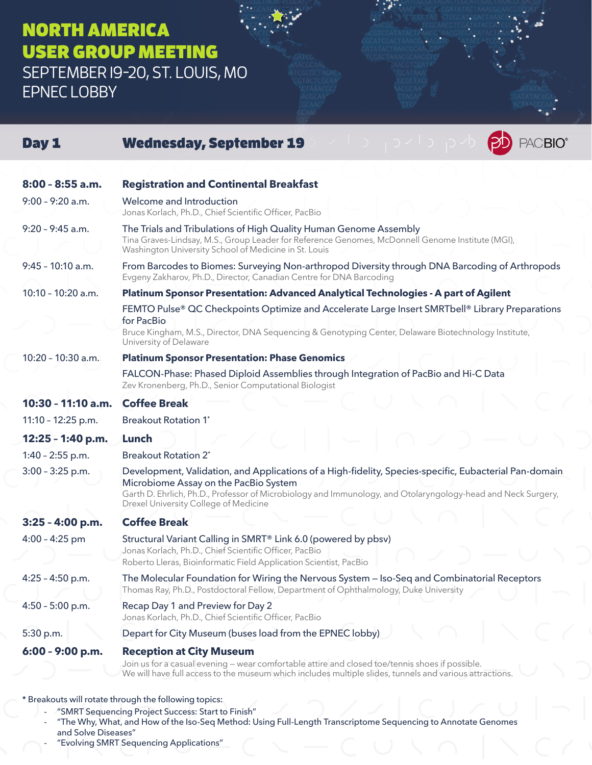# NORTH AMERICA USER GROUP MEETING

SEPTEMBER 19-20, ST. LOUIS, MO

EPNEC LOBBY

## Day 1 — Wednesday, September 19

PACBIO®

| | |
|---|---|
| **8:00 – 8:55 a.m.** | **Registration and Continental Breakfast** |
| 9:00 – 9:20 a.m. | Welcome and Introduction<br>Jonas Korlach, Ph.D., Chief Scientific Officer, PacBio |
| 9:20 – 9:45 a.m. | The Trials and Tribulations of High Quality Human Genome Assembly<br>Tina Graves-Lindsay, M.S., Group Leader for Reference Genomes, McDonnell Genome Institute (MGI), Washington University School of Medicine in St. Louis |
| 9:45 – 10:10 a.m. | From Barcodes to Biomes: Surveying Non-arthropod Diversity through DNA Barcoding of Arthropods<br>Evgeny Zakharov, Ph.D., Director, Canadian Centre for DNA Barcoding |
| 10:10 – 10:20 a.m. | **Platinum Sponsor Presentation: Advanced Analytical Technologies - A part of Agilent**<br>FEMTO Pulse® QC Checkpoints Optimize and Accelerate Large Insert SMRTbell® Library Preparations for PacBio<br>Bruce Kingham, M.S., Director, DNA Sequencing & Genotyping Center, Delaware Biotechnology Institute, University of Delaware |
| 10:20 – 10:30 a.m. | **Platinum Sponsor Presentation: Phase Genomics**<br>FALCON-Phase: Phased Diploid Assemblies through Integration of PacBio and Hi-C Data<br>Zev Kronenberg, Ph.D., Senior Computational Biologist |
| **10:30 – 11:10 a.m.** | **Coffee Break** |
| 11:10 – 12:25 p.m. | Breakout Rotation 1* |
| **12:25 – 1:40 p.m.** | **Lunch** |
| 1:40 – 2:55 p.m. | Breakout Rotation 2* |
| 3:00 – 3:25 p.m. | Development, Validation, and Applications of a High-fidelity, Species-specific, Eubacterial Pan-domain Microbiome Assay on the PacBio System<br>Garth D. Ehrlich, Ph.D., Professor of Microbiology and Immunology, and Otolaryngology-head and Neck Surgery, Drexel University College of Medicine |
| **3:25 – 4:00 p.m.** | **Coffee Break** |
| 4:00 – 4:25 pm | Structural Variant Calling in SMRT® Link 6.0 (powered by pbsv)<br>Jonas Korlach, Ph.D., Chief Scientific Officer, PacBio<br>Roberto Lleras, Bioinformatic Field Application Scientist, PacBio |
| 4:25 – 4:50 p.m. | The Molecular Foundation for Wiring the Nervous System – Iso-Seq and Combinatorial Receptors<br>Thomas Ray, Ph.D., Postdoctoral Fellow, Department of Ophthalmology, Duke University |
| 4:50 – 5:00 p.m. | Recap Day 1 and Preview for Day 2<br>Jonas Korlach, Ph.D., Chief Scientific Officer, PacBio |
| 5:30 p.m. | Depart for City Museum (buses load from the EPNEC lobby) |
| **6:00 – 9:00 p.m.** | **Reception at City Museum**<br>Join us for a casual evening – wear comfortable attire and closed toe/tennis shoes if possible.<br>We will have full access to the museum which includes multiple slides, tunnels and various attractions. |

\* Breakouts will rotate through the following topics:

- "SMRT Sequencing Project Success: Start to Finish"
- "The Why, What, and How of the Iso-Seq Method: Using Full-Length Transcriptome Sequencing to Annotate Genomes and Solve Diseases"
- "Evolving SMRT Sequencing Applications"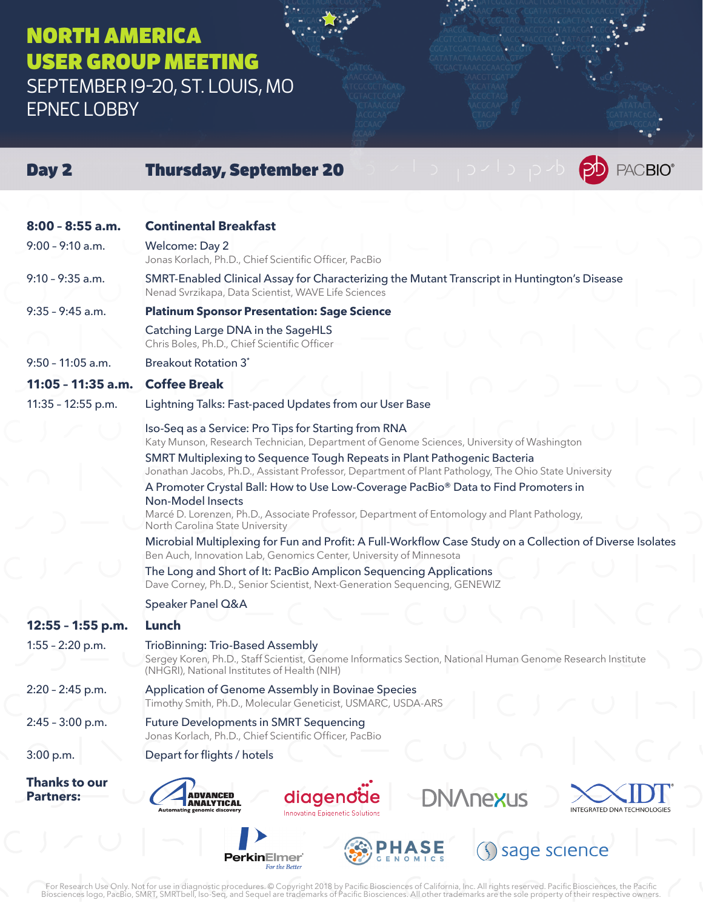# NORTH AMERICA USER GROUP MEETING

SEPTEMBER 19-20, ST. LOUIS, MO
EPNEC LOBBY

## Day 2 — Thursday, September 20

PACBIO®

| | |
|---|---|
| **8:00 – 8:55 a.m.** | **Continental Breakfast** |
| 9:00 – 9:10 a.m. | Welcome: Day 2<br>Jonas Korlach, Ph.D., Chief Scientific Officer, PacBio |
| 9:10 – 9:35 a.m. | SMRT-Enabled Clinical Assay for Characterizing the Mutant Transcript in Huntington's Disease<br>Nenad Svrzikapa, Data Scientist, WAVE Life Sciences |
| 9:35 – 9:45 a.m. | **Platinum Sponsor Presentation: Sage Science**<br>Catching Large DNA in the SageHLS<br>Chris Boles, Ph.D., Chief Scientific Officer |
| 9:50 – 11:05 a.m. | Breakout Rotation 3* |
| **11:05 – 11:35 a.m.** | **Coffee Break** |
| 11:35 – 12:55 p.m. | Lightning Talks: Fast-paced Updates from our User Base<br>Iso-Seq as a Service: Pro Tips for Starting from RNA<br>Katy Munson, Research Technician, Department of Genome Sciences, University of Washington<br>SMRT Multiplexing to Sequence Tough Repeats in Plant Pathogenic Bacteria<br>Jonathan Jacobs, Ph.D., Assistant Professor, Department of Plant Pathology, The Ohio State University<br>A Promoter Crystal Ball: How to Use Low-Coverage PacBio® Data to Find Promoters in Non-Model Insects<br>Marcé D. Lorenzen, Ph.D., Associate Professor, Department of Entomology and Plant Pathology, North Carolina State University<br>Microbial Multiplexing for Fun and Profit: A Full-Workflow Case Study on a Collection of Diverse Isolates<br>Ben Auch, Innovation Lab, Genomics Center, University of Minnesota<br>The Long and Short of It: PacBio Amplicon Sequencing Applications<br>Dave Corney, Ph.D., Senior Scientist, Next-Generation Sequencing, GENEWIZ<br>Speaker Panel Q&A |
| **12:55 - 1:55 p.m.** | **Lunch** |
| 1:55 – 2:20 p.m. | TrioBinning: Trio-Based Assembly<br>Sergey Koren, Ph.D., Staff Scientist, Genome Informatics Section, National Human Genome Research Institute (NHGRI), National Institutes of Health (NIH) |
| 2:20 – 2:45 p.m. | Application of Genome Assembly in Bovinae Species<br>Timothy Smith, Ph.D., Molecular Geneticist, USMARC, USDA-ARS |
| 2:45 – 3:00 p.m. | Future Developments in SMRT Sequencing<br>Jonas Korlach, Ph.D., Chief Scientific Officer, PacBio |
| 3:00 p.m. | Depart for flights / hotels |

**Thanks to our Partners:**

Advanced Analytical — Automating genomic discovery; diagenode — Innovating Epigenetic Solutions; DNAnexus; IDT — Integrated DNA Technologies; PerkinElmer — For the Better; Phase Genomics; sage science

For Research Use Only. Not for use in diagnostic procedures. © Copyright 2018 by Pacific Biosciences of California, Inc. All rights reserved. Pacific Biosciences, the Pacific Biosciences logo, PacBio, SMRT, SMRTbell, Iso-Seq, and Sequel are trademarks of Pacific Biosciences. All other trademarks are the sole property of their respective owners.